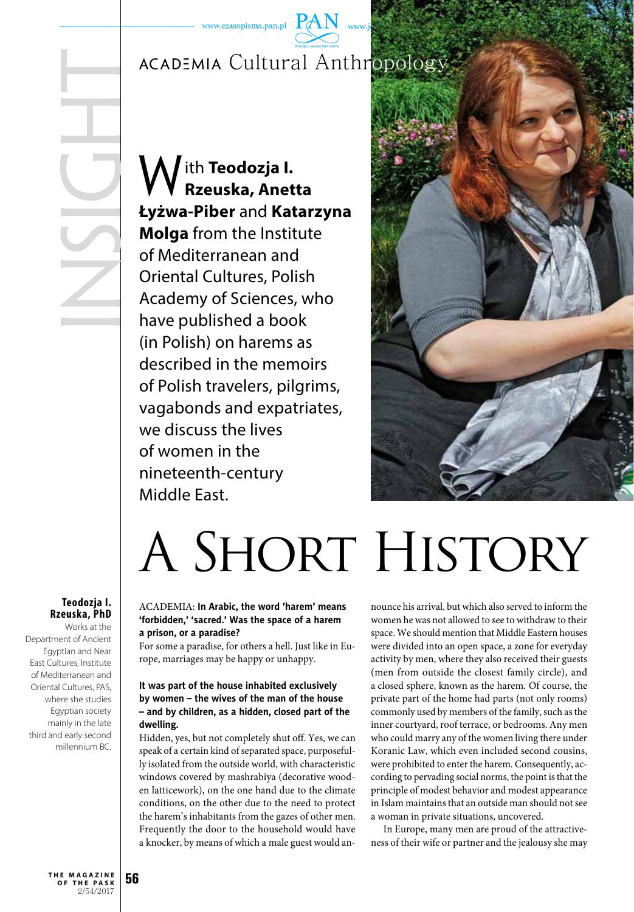# A Short History

With **Teodozja I. Rzeuska, Anetta Łyżwa-Piber** and **Katarzyna Molga** from the Institute of Mediterranean and Oriental Cultures, Polish Academy of Sciences, who have published a book (in Polish) on harems as described in the memoirs of Polish travelers, pilgrims, vagabonds and expatriates, we discuss the lives of women in the nineteenth-century Middle East.

**Teodozja I. Rzeuska, PhD**
Works at the Department of Ancient Egyptian and Near East Cultures, Institute of Mediterranean and Oriental Cultures, PAS, where she studies Egyptian society mainly in the late third and early second millennium BC.

ACADEMIA: **In Arabic, the word 'harem' means 'forbidden,' 'sacred.' Was the space of a harem a prison, or a paradise?**

For some a paradise, for others a hell. Just like in Europe, marriages may be happy or unhappy.

**It was part of the house inhabited exclusively by women – the wives of the man of the house – and by children, as a hidden, closed part of the dwelling.**

Hidden, yes, but not completely shut off. Yes, we can speak of a certain kind of separated space, purposefully isolated from the outside world, with characteristic windows covered by mashrabiya (decorative wooden latticework), on the one hand due to the climate conditions, on the other due to the need to protect the harem's inhabitants from the gazes of other men. Frequently the door to the household would have a knocker, by means of which a male guest would announce his arrival, but which also served to inform the women he was not allowed to see to withdraw to their space. We should mention that Middle Eastern houses were divided into an open space, a zone for everyday activity by men, where they also received their guests (men from outside the closest family circle), and a closed sphere, known as the harem. Of course, the private part of the home had parts (not only rooms) commonly used by members of the family, such as the inner courtyard, roof terrace, or bedrooms. Any men who could marry any of the women living there under Koranic Law, which even included second cousins, were prohibited to enter the harem. Consequently, according to pervading social norms, the point is that the principle of modest behavior and modest appearance in Islam maintains that an outside man should not see a woman in private situations, uncovered.

In Europe, many men are proud of the attractiveness of their wife or partner and the jealousy she may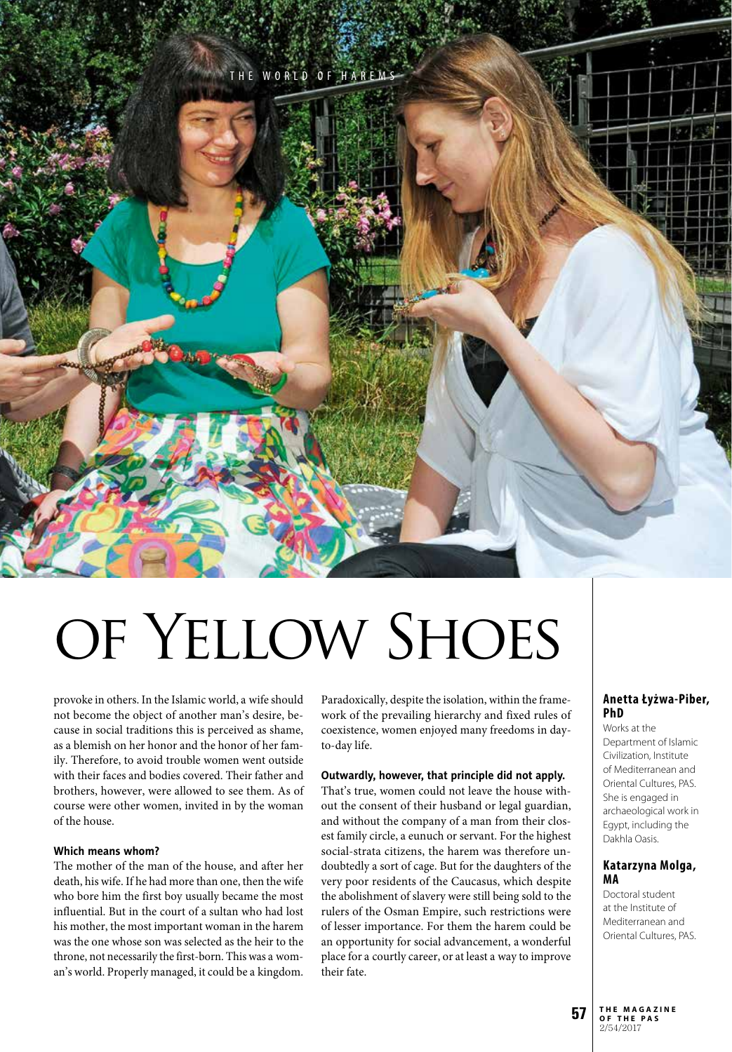# of Yellow Shoes

provoke in others. In the Islamic world, a wife should not become the object of another man's desire, because in social traditions this is perceived as shame, as a blemish on her honor and the honor of her family. Therefore, to avoid trouble women went outside with their faces and bodies covered. Their father and brothers, however, were allowed to see them. As of course were other women, invited in by the woman of the house.

**Which means whom?**

The mother of the man of the house, and after her death, his wife. If he had more than one, then the wife who bore him the first boy usually became the most influential. But in the court of a sultan who had lost his mother, the most important woman in the harem was the one whose son was selected as the heir to the throne, not necessarily the first-born. This was a woman's world. Properly managed, it could be a kingdom. Paradoxically, despite the isolation, within the framework of the prevailing hierarchy and fixed rules of coexistence, women enjoyed many freedoms in day-to-day life.

**Outwardly, however, that principle did not apply.**

That's true, women could not leave the house without the consent of their husband or legal guardian, and without the company of a man from their closest family circle, a eunuch or servant. For the highest social-strata citizens, the harem was therefore undoubtedly a sort of cage. But for the daughters of the very poor residents of the Caucasus, which despite the abolishment of slavery were still being sold to the rulers of the Osman Empire, such restrictions were of lesser importance. For them the harem could be an opportunity for social advancement, a wonderful place for a courtly career, or at least a way to improve their fate.

**Anetta Łyżwa-Piber, PhD**

Works at the Department of Islamic Civilization, Institute of Mediterranean and Oriental Cultures, PAS. She is engaged in archaeological work in Egypt, including the Dakhla Oasis.

**Katarzyna Molga, MA**

Doctoral student at the Institute of Mediterranean and Oriental Cultures, PAS.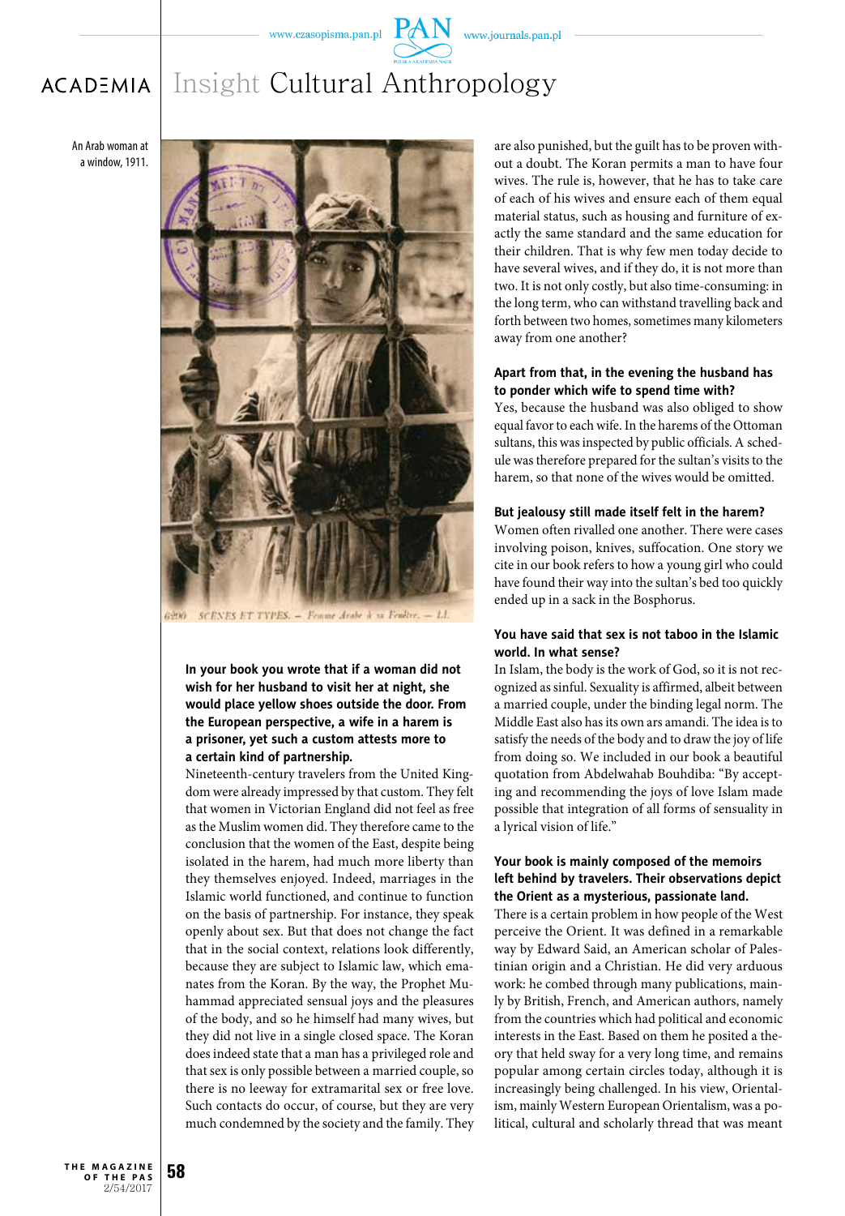An Arab woman at a window, 1911.

**In your book you wrote that if a woman did not wish for her husband to visit her at night, she would place yellow shoes outside the door. From the European perspective, a wife in a harem is a prisoner, yet such a custom attests more to a certain kind of partnership.**

Nineteenth-century travelers from the United Kingdom were already impressed by that custom. They felt that women in Victorian England did not feel as free as the Muslim women did. They therefore came to the conclusion that the women of the East, despite being isolated in the harem, had much more liberty than they themselves enjoyed. Indeed, marriages in the Islamic world functioned, and continue to function on the basis of partnership. For instance, they speak openly about sex. But that does not change the fact that in the social context, relations look differently, because they are subject to Islamic law, which emanates from the Koran. By the way, the Prophet Muhammad appreciated sensual joys and the pleasures of the body, and so he himself had many wives, but they did not live in a single closed space. The Koran does indeed state that a man has a privileged role and that sex is only possible between a married couple, so there is no leeway for extramarital sex or free love. Such contacts do occur, of course, but they are very much condemned by the society and the family. They are also punished, but the guilt has to be proven without a doubt. The Koran permits a man to have four wives. The rule is, however, that he has to take care of each of his wives and ensure each of them equal material status, such as housing and furniture of exactly the same standard and the same education for their children. That is why few men today decide to have several wives, and if they do, it is not more than two. It is not only costly, but also time-consuming: in the long term, who can withstand travelling back and forth between two homes, sometimes many kilometers away from one another?

**Apart from that, in the evening the husband has to ponder which wife to spend time with?**

Yes, because the husband was also obliged to show equal favor to each wife. In the harems of the Ottoman sultans, this was inspected by public officials. A schedule was therefore prepared for the sultan's visits to the harem, so that none of the wives would be omitted.

**But jealousy still made itself felt in the harem?**

Women often rivalled one another. There were cases involving poison, knives, suffocation. One story we cite in our book refers to how a young girl who could have found their way into the sultan's bed too quickly ended up in a sack in the Bosphorus.

**You have said that sex is not taboo in the Islamic world. In what sense?**

In Islam, the body is the work of God, so it is not recognized as sinful. Sexuality is affirmed, albeit between a married couple, under the binding legal norm. The Middle East also has its own ars amandi. The idea is to satisfy the needs of the body and to draw the joy of life from doing so. We included in our book a beautiful quotation from Abdelwahab Bouhdiba: "By accepting and recommending the joys of love Islam made possible that integration of all forms of sensuality in a lyrical vision of life."

**Your book is mainly composed of the memoirs left behind by travelers. Their observations depict the Orient as a mysterious, passionate land.**

There is a certain problem in how people of the West perceive the Orient. It was defined in a remarkable way by Edward Said, an American scholar of Palestinian origin and a Christian. He did very arduous work: he combed through many publications, mainly by British, French, and American authors, namely from the countries which had political and economic interests in the East. Based on them he posited a theory that held sway for a very long time, and remains popular among certain circles today, although it is increasingly being challenged. In his view, Orientalism, mainly Western European Orientalism, was a political, cultural and scholarly thread that was meant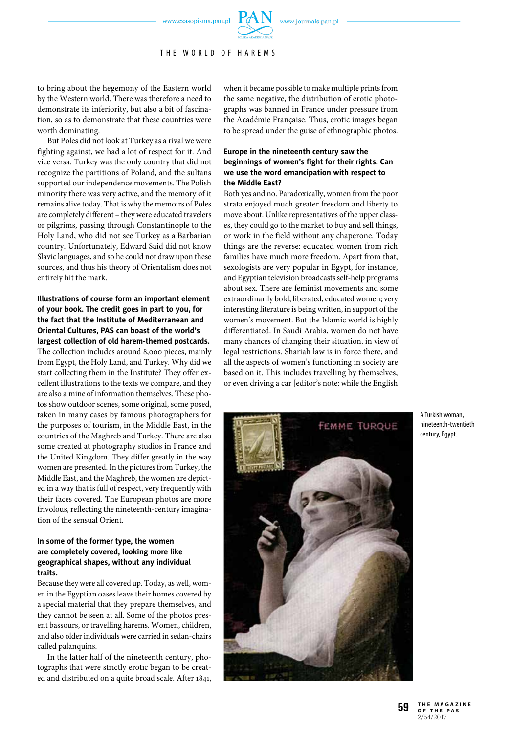to bring about the hegemony of the Eastern world by the Western world. There was therefore a need to demonstrate its inferiority, but also a bit of fascination, so as to demonstrate that these countries were worth dominating.

But Poles did not look at Turkey as a rival we were fighting against, we had a lot of respect for it. And vice versa. Turkey was the only country that did not recognize the partitions of Poland, and the sultans supported our independence movements. The Polish minority there was very active, and the memory of it remains alive today. That is why the memoirs of Poles are completely different – they were educated travelers or pilgrims, passing through Constantinople to the Holy Land, who did not see Turkey as a Barbarian country. Unfortunately, Edward Said did not know Slavic languages, and so he could not draw upon these sources, and thus his theory of Orientalism does not entirely hit the mark.

**Illustrations of course form an important element of your book. The credit goes in part to you, for the fact that the Institute of Mediterranean and Oriental Cultures, PAS can boast of the world's largest collection of old harem-themed postcards.**

The collection includes around 8,000 pieces, mainly from Egypt, the Holy Land, and Turkey. Why did we start collecting them in the Institute? They offer excellent illustrations to the texts we compare, and they are also a mine of information themselves. These photos show outdoor scenes, some original, some posed, taken in many cases by famous photographers for the purposes of tourism, in the Middle East, in the countries of the Maghreb and Turkey. There are also some created at photography studios in France and the United Kingdom. They differ greatly in the way women are presented. In the pictures from Turkey, the Middle East, and the Maghreb, the women are depicted in a way that is full of respect, very frequently with their faces covered. The European photos are more frivolous, reflecting the nineteenth-century imagination of the sensual Orient.

**In some of the former type, the women are completely covered, looking more like geographical shapes, without any individual traits.**

Because they were all covered up. Today, as well, women in the Egyptian oases leave their homes covered by a special material that they prepare themselves, and they cannot be seen at all. Some of the photos present bassours, or travelling harems. Women, children, and also older individuals were carried in sedan-chairs called palanquins.

In the latter half of the nineteenth century, photographs that were strictly erotic began to be created and distributed on a quite broad scale. After 1841, when it became possible to make multiple prints from the same negative, the distribution of erotic photographs was banned in France under pressure from the Académie Française. Thus, erotic images began to be spread under the guise of ethnographic photos.

**Europe in the nineteenth century saw the beginnings of women's fight for their rights. Can we use the word emancipation with respect to the Middle East?**

Both yes and no. Paradoxically, women from the poor strata enjoyed much greater freedom and liberty to move about. Unlike representatives of the upper classes, they could go to the market to buy and sell things, or work in the field without any chaperone. Today things are the reverse: educated women from rich families have much more freedom. Apart from that, sexologists are very popular in Egypt, for instance, and Egyptian television broadcasts self-help programs about sex. There are feminist movements and some extraordinarily bold, liberated, educated women; very interesting literature is being written, in support of the women's movement. But the Islamic world is highly differentiated. In Saudi Arabia, women do not have many chances of changing their situation, in view of legal restrictions. Shariah law is in force there, and all the aspects of women's functioning in society are based on it. This includes travelling by themselves, or even driving a car [editor's note: while the English

A Turkish woman, nineteenth-twentieth century, Egypt.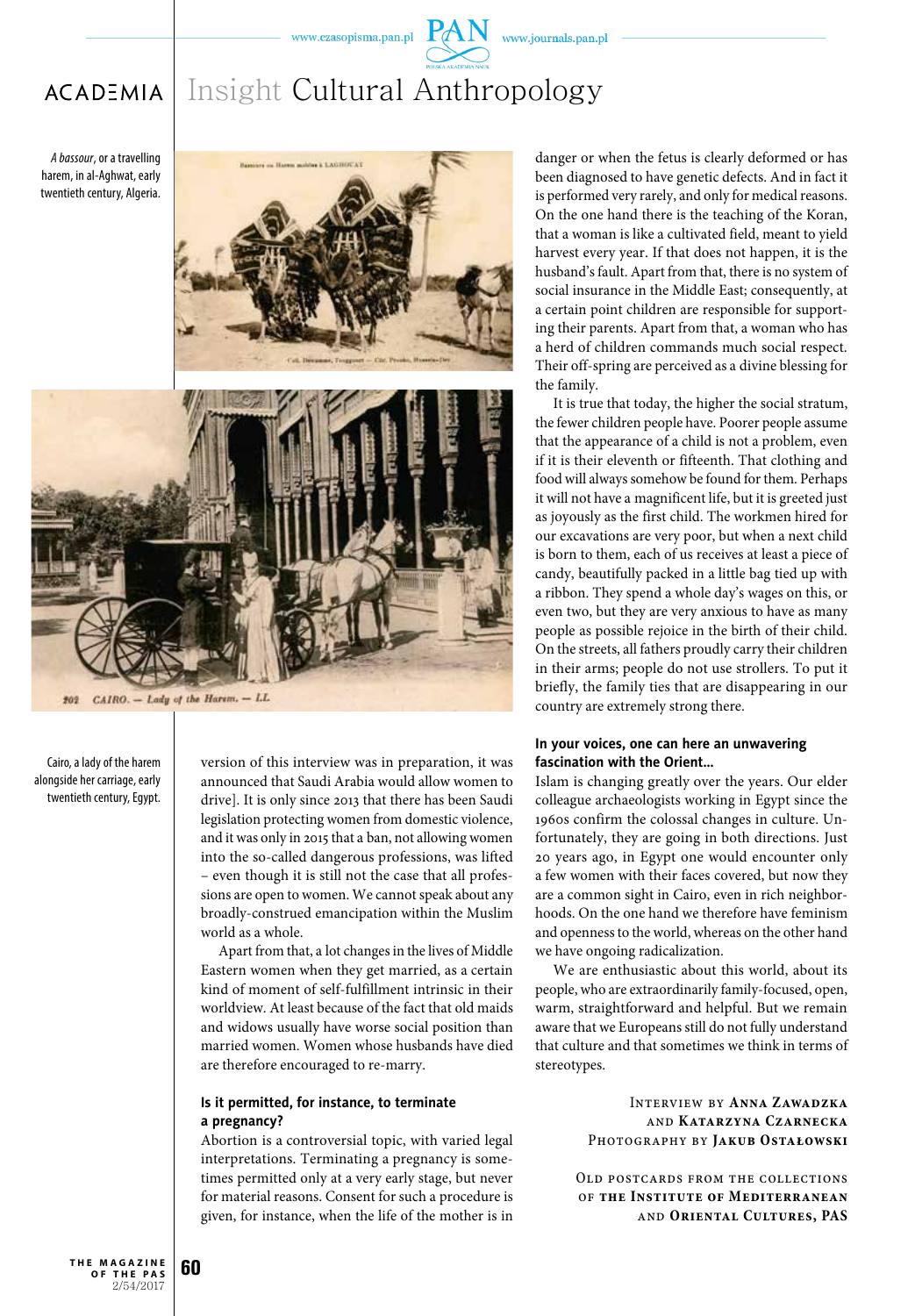*A bassour*, or a travelling harem, in al-Aghwat, early twentieth century, Algeria.

Cairo, a lady of the harem alongside her carriage, early twentieth century, Egypt.

version of this interview was in preparation, it was announced that Saudi Arabia would allow women to drive]. It is only since 2013 that there has been Saudi legislation protecting women from domestic violence, and it was only in 2015 that a ban, not allowing women into the so-called dangerous professions, was lifted – even though it is still not the case that all professions are open to women. We cannot speak about any broadly-construed emancipation within the Muslim world as a whole.

Apart from that, a lot changes in the lives of Middle Eastern women when they get married, as a certain kind of moment of self-fulfillment intrinsic in their worldview. At least because of the fact that old maids and widows usually have worse social position than married women. Women whose husbands have died are therefore encouraged to re-marry.

**Is it permitted, for instance, to terminate a pregnancy?**

Abortion is a controversial topic, with varied legal interpretations. Terminating a pregnancy is sometimes permitted only at a very early stage, but never for material reasons. Consent for such a procedure is given, for instance, when the life of the mother is in danger or when the fetus is clearly deformed or has been diagnosed to have genetic defects. And in fact it is performed very rarely, and only for medical reasons. On the one hand there is the teaching of the Koran, that a woman is like a cultivated field, meant to yield harvest every year. If that does not happen, it is the husband's fault. Apart from that, there is no system of social insurance in the Middle East; consequently, at a certain point children are responsible for supporting their parents. Apart from that, a woman who has a herd of children commands much social respect. Their off-spring are perceived as a divine blessing for the family.

It is true that today, the higher the social stratum, the fewer children people have. Poorer people assume that the appearance of a child is not a problem, even if it is their eleventh or fifteenth. That clothing and food will always somehow be found for them. Perhaps it will not have a magnificent life, but it is greeted just as joyously as the first child. The workmen hired for our excavations are very poor, but when a next child is born to them, each of us receives at least a piece of candy, beautifully packed in a little bag tied up with a ribbon. They spend a whole day's wages on this, or even two, but they are very anxious to have as many people as possible rejoice in the birth of their child. On the streets, all fathers proudly carry their children in their arms; people do not use strollers. To put it briefly, the family ties that are disappearing in our country are extremely strong there.

**In your voices, one can here an unwavering fascination with the Orient...**

Islam is changing greatly over the years. Our elder colleague archaeologists working in Egypt since the 1960s confirm the colossal changes in culture. Unfortunately, they are going in both directions. Just 20 years ago, in Egypt one would encounter only a few women with their faces covered, but now they are a common sight in Cairo, even in rich neighborhoods. On the one hand we therefore have feminism and openness to the world, whereas on the other hand we have ongoing radicalization.

We are enthusiastic about this world, about its people, who are extraordinarily family-focused, open, warm, straightforward and helpful. But we remain aware that we Europeans still do not fully understand that culture and that sometimes we think in terms of stereotypes.

Interview by **Anna Zawadzka** and **Katarzyna Czarnecka**
Photography by **Jakub Ostałowski**

Old postcards from the collections of **the Institute of Mediterranean and Oriental Cultures, PAS**